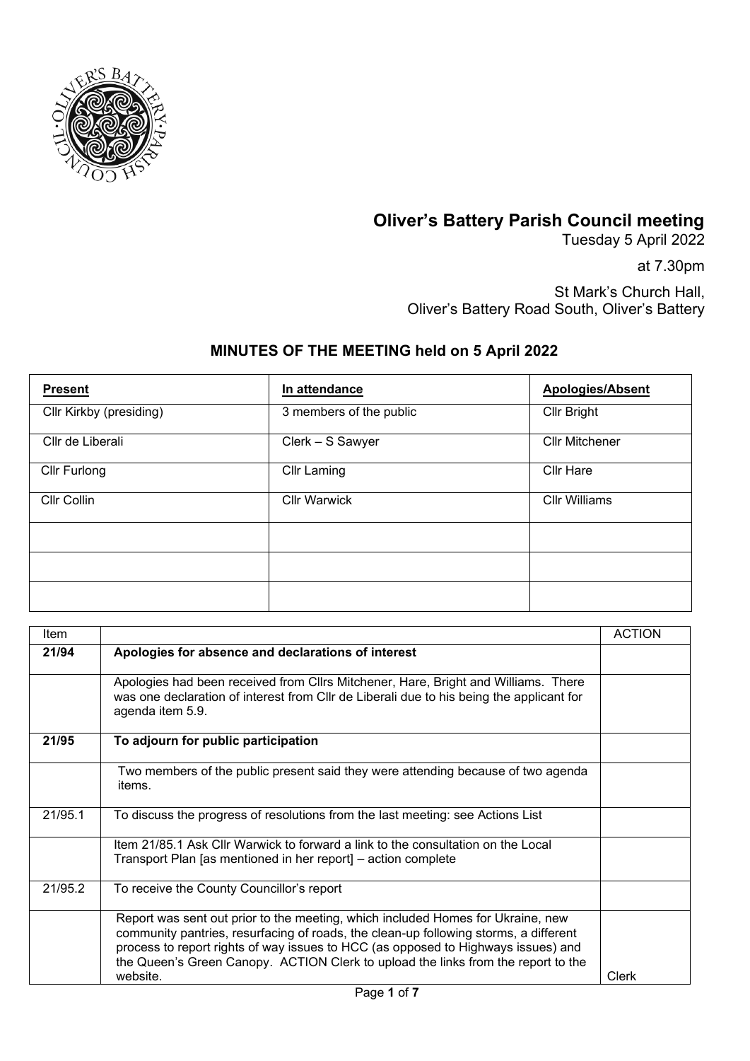# Oliver's Battery Parish Council meeting

Tuesday 5 April 2022

at 7.30pm

St Mark's Church Hall,
Oliver's Battery Road South, Oliver's Battery

## MINUTES OF THE MEETING held on 5 April 2022

| **Present** | **In attendance** | **Apologies/Absent** |
|---|---|---|
| Cllr Kirkby (presiding) | 3 members of the public | Cllr Bright |
| Cllr de Liberali | Clerk – S Sawyer | Cllr Mitchener |
| Cllr Furlong | Cllr Laming | Cllr Hare |
| Cllr Collin | Cllr Warwick | Cllr Williams |
| | | |
| | | |
| | | |

| Item | | ACTION |
|---|---|---|
| **21/94** | **Apologies for absence and declarations of interest** | |
| | Apologies had been received from Cllrs Mitchener, Hare, Bright and Williams. There was one declaration of interest from Cllr de Liberali due to his being the applicant for agenda item 5.9. | |
| **21/95** | **To adjourn for public participation** | |
| | Two members of the public present said they were attending because of two agenda items. | |
| 21/95.1 | To discuss the progress of resolutions from the last meeting: see Actions List | |
| | Item 21/85.1 Ask Cllr Warwick to forward a link to the consultation on the Local Transport Plan [as mentioned in her report] – action complete | |
| 21/95.2 | To receive the County Councillor's report | |
| | Report was sent out prior to the meeting, which included Homes for Ukraine, new community pantries, resurfacing of roads, the clean-up following storms, a different process to report rights of way issues to HCC (as opposed to Highways issues) and the Queen's Green Canopy. ACTION Clerk to upload the links from the report to the website. | Clerk |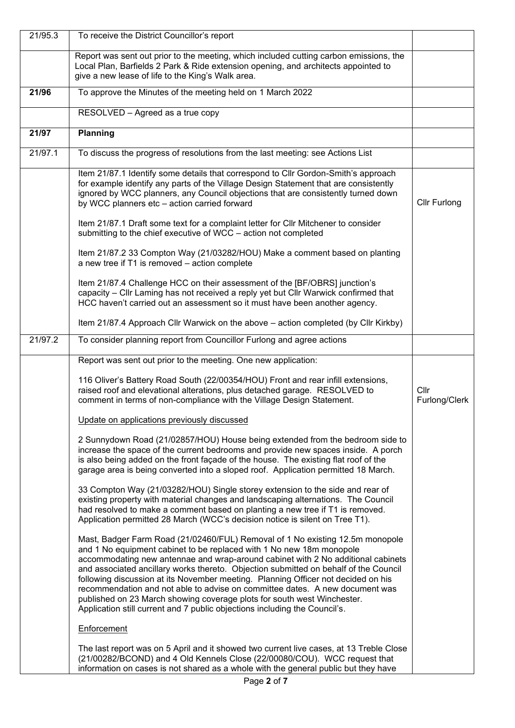| | | |
|---|---|---|
| 21/95.3 | To receive the District Councillor's report | |
| | Report was sent out prior to the meeting, which included cutting carbon emissions, the Local Plan, Barfields 2 Park & Ride extension opening, and architects appointed to give a new lease of life to the King's Walk area. | |
| **21/96** | To approve the Minutes of the meeting held on 1 March 2022 | |
| | RESOLVED – Agreed as a true copy | |
| **21/97** | **Planning** | |
| 21/97.1 | To discuss the progress of resolutions from the last meeting: see Actions List | |
| | Item 21/87.1 Identify some details that correspond to Cllr Gordon-Smith's approach for example identify any parts of the Village Design Statement that are consistently ignored by WCC planners, any Council objections that are consistently turned down by WCC planners etc – action carried forward<br><br>Item 21/87.1 Draft some text for a complaint letter for Cllr Mitchener to consider submitting to the chief executive of WCC – action not completed<br><br>Item 21/87.2 33 Compton Way (21/03282/HOU) Make a comment based on planting a new tree if T1 is removed – action complete<br><br>Item 21/87.4 Challenge HCC on their assessment of the [BF/OBRS] junction's capacity – Cllr Laming has not received a reply yet but Cllr Warwick confirmed that HCC haven't carried out an assessment so it must have been another agency.<br><br>Item 21/87.4 Approach Cllr Warwick on the above – action completed (by Cllr Kirkby) | Cllr Furlong |
| 21/97.2 | To consider planning report from Councillor Furlong and agree actions | |
| | Report was sent out prior to the meeting. One new application:<br><br>116 Oliver's Battery Road South (22/00354/HOU) Front and rear infill extensions, raised roof and elevational alterations, plus detached garage. RESOLVED to comment in terms of non-compliance with the Village Design Statement.<br><br>Update on applications previously discussed<br><br>2 Sunnydown Road (21/02857/HOU) House being extended from the bedroom side to increase the space of the current bedrooms and provide new spaces inside. A porch is also being added on the front façade of the house. The existing flat roof of the garage area is being converted into a sloped roof. Application permitted 18 March.<br><br>33 Compton Way (21/03282/HOU) Single storey extension to the side and rear of existing property with material changes and landscaping alternations. The Council had resolved to make a comment based on planting a new tree if T1 is removed. Application permitted 28 March (WCC's decision notice is silent on Tree T1).<br><br>Mast, Badger Farm Road (21/02460/FUL) Removal of 1 No existing 12.5m monopole and 1 No equipment cabinet to be replaced with 1 No new 18m monopole accommodating new antennae and wrap-around cabinet with 2 No additional cabinets and associated ancillary works thereto. Objection submitted on behalf of the Council following discussion at its November meeting. Planning Officer not decided on his recommendation and not able to advise on committee dates. A new document was published on 23 March showing coverage plots for south west Winchester. Application still current and 7 public objections including the Council's.<br><br>Enforcement<br><br>The last report was on 5 April and it showed two current live cases, at 13 Treble Close (21/00282/BCOND) and 4 Old Kennels Close (22/00080/COU). WCC request that information on cases is not shared as a whole with the general public but they have | Cllr Furlong/Clerk |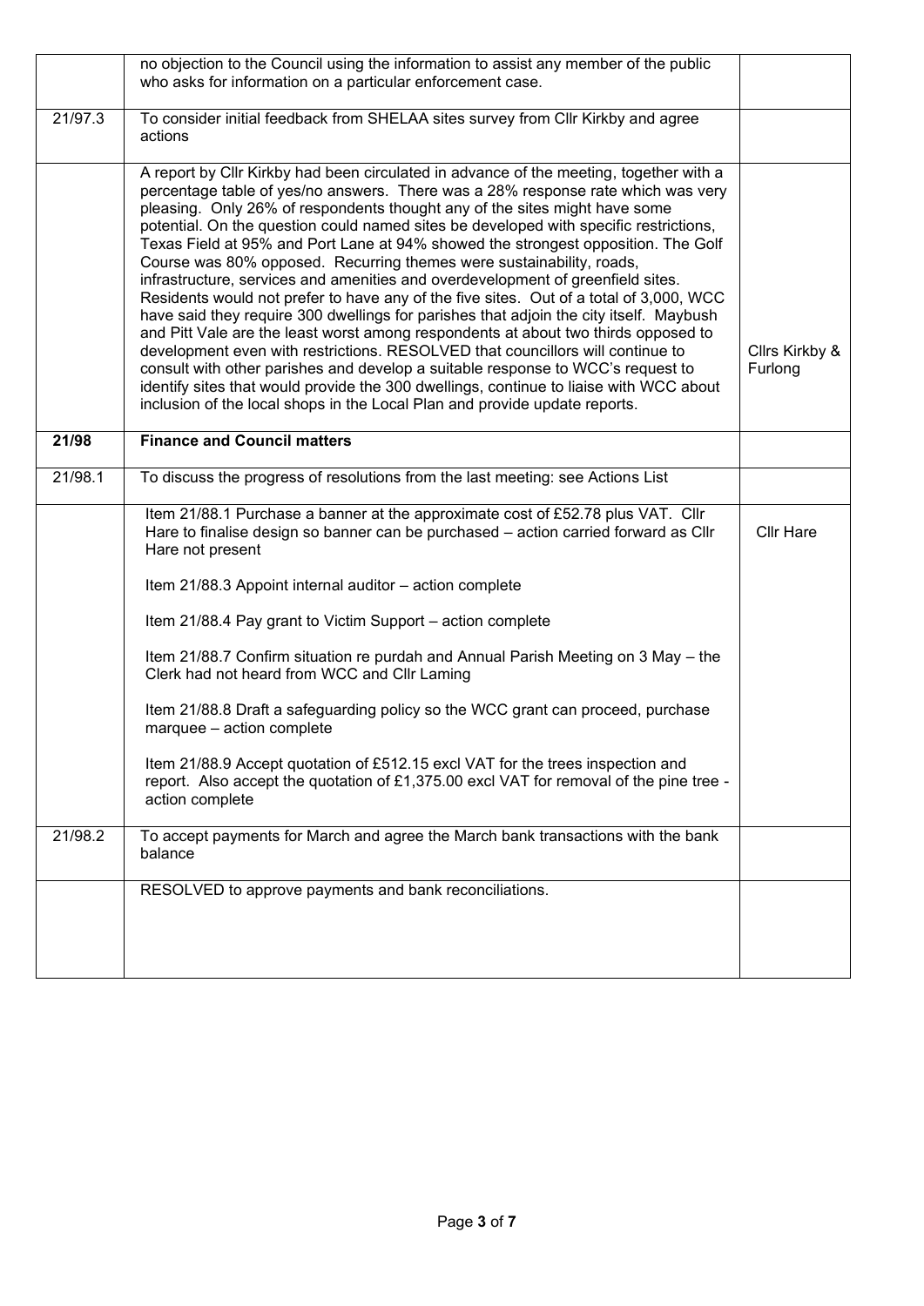| | | |
|---|---|---|
| | no objection to the Council using the information to assist any member of the public who asks for information on a particular enforcement case. | |
| 21/97.3 | To consider initial feedback from SHELAA sites survey from Cllr Kirkby and agree actions | |
| | A report by Cllr Kirkby had been circulated in advance of the meeting, together with a percentage table of yes/no answers. There was a 28% response rate which was very pleasing. Only 26% of respondents thought any of the sites might have some potential. On the question could named sites be developed with specific restrictions, Texas Field at 95% and Port Lane at 94% showed the strongest opposition. The Golf Course was 80% opposed. Recurring themes were sustainability, roads, infrastructure, services and amenities and overdevelopment of greenfield sites. Residents would not prefer to have any of the five sites. Out of a total of 3,000, WCC have said they require 300 dwellings for parishes that adjoin the city itself. Maybush and Pitt Vale are the least worst among respondents at about two thirds opposed to development even with restrictions. RESOLVED that councillors will continue to consult with other parishes and develop a suitable response to WCC's request to identify sites that would provide the 300 dwellings, continue to liaise with WCC about inclusion of the local shops in the Local Plan and provide update reports. | Cllrs Kirkby & Furlong |
| **21/98** | **Finance and Council matters** | |
| 21/98.1 | To discuss the progress of resolutions from the last meeting: see Actions List | |
| | Item 21/88.1 Purchase a banner at the approximate cost of £52.78 plus VAT. Cllr Hare to finalise design so banner can be purchased – action carried forward as Cllr Hare not present<br><br>Item 21/88.3 Appoint internal auditor – action complete<br><br>Item 21/88.4 Pay grant to Victim Support – action complete<br><br>Item 21/88.7 Confirm situation re purdah and Annual Parish Meeting on 3 May – the Clerk had not heard from WCC and Cllr Laming<br><br>Item 21/88.8 Draft a safeguarding policy so the WCC grant can proceed, purchase marquee – action complete<br><br>Item 21/88.9 Accept quotation of £512.15 excl VAT for the trees inspection and report. Also accept the quotation of £1,375.00 excl VAT for removal of the pine tree - action complete | Cllr Hare |
| 21/98.2 | To accept payments for March and agree the March bank transactions with the bank balance | |
| | RESOLVED to approve payments and bank reconciliations. | |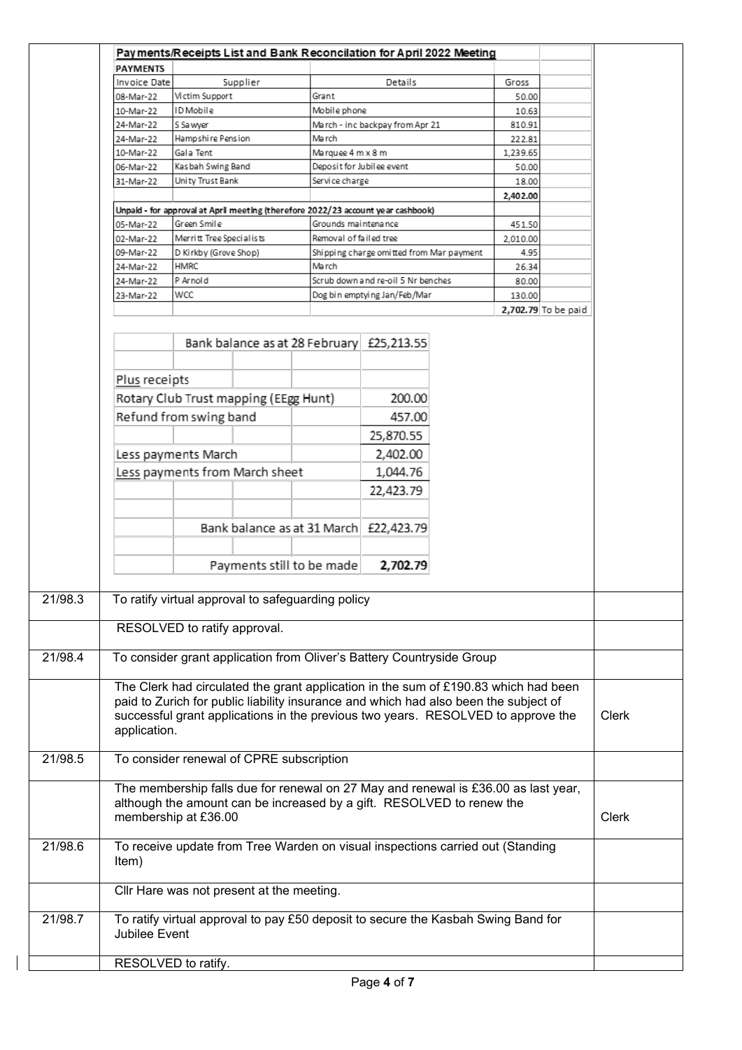**Payments/Receipts List and Bank Reconcilation for April 2022 Meeting**

| PAYMENTS | | | | |
|---|---|---|---|---|
| Invoice Date | Supplier | Details | Gross | |
| 08-Mar-22 | Victim Support | Grant | 50.00 | |
| 10-Mar-22 | ID Mobile | Mobile phone | 10.63 | |
| 24-Mar-22 | S Sawyer | March - inc backpay from Apr 21 | 810.91 | |
| 24-Mar-22 | Hampshire Pension | March | 222.81 | |
| 10-Mar-22 | Gala Tent | Marquee 4 m x 8 m | 1,239.65 | |
| 06-Mar-22 | Kasbah Swing Band | Deposit for Jubilee event | 50.00 | |
| 31-Mar-22 | Unity Trust Bank | Service charge | 18.00 | |
| | | | 2,402.00 | |
| Unpaid - for approval at April meeting (therefore 2022/23 account year cashbook) | | | | |
| 05-Mar-22 | Green Smile | Grounds maintenance | 451.50 | |
| 02-Mar-22 | Merritt Tree Specialists | Removal of failed tree | 2,010.00 | |
| 09-Mar-22 | D Kirkby (Grove Shop) | Shipping charge omitted from Mar payment | 4.95 | |
| 24-Mar-22 | HMRC | March | 26.34 | |
| 24-Mar-22 | P Arnold | Scrub down and re-oil 5 Nr benches | 80.00 | |
| 23-Mar-22 | WCC | Dog bin emptying Jan/Feb/Mar | 130.00 | |
| | | | 2,702.79 | To be paid |

| | |
|---|---|
| Bank balance as at 28 February | £25,213.55 |
| | |
| Plus receipts | |
| Rotary Club Trust mapping (EEgg Hunt) | 200.00 |
| Refund from swing band | 457.00 |
| | 25,870.55 |
| Less payments March | 2,402.00 |
| Less payments from March sheet | 1,044.76 |
| | 22,423.79 |
| | |
| Bank balance as at 31 March | £22,423.79 |
| | |
| Payments still to be made | **2,702.79** |

| | | |
|---|---|---|
| 21/98.3 | To ratify virtual approval to safeguarding policy | |
| | RESOLVED to ratify approval. | |
| 21/98.4 | To consider grant application from Oliver's Battery Countryside Group | |
| | The Clerk had circulated the grant application in the sum of £190.83 which had been paid to Zurich for public liability insurance and which had also been the subject of successful grant applications in the previous two years. RESOLVED to approve the application. | Clerk |
| 21/98.5 | To consider renewal of CPRE subscription | |
| | The membership falls due for renewal on 27 May and renewal is £36.00 as last year, although the amount can be increased by a gift. RESOLVED to renew the membership at £36.00 | Clerk |
| 21/98.6 | To receive update from Tree Warden on visual inspections carried out (Standing Item) | |
| | Cllr Hare was not present at the meeting. | |
| 21/98.7 | To ratify virtual approval to pay £50 deposit to secure the Kasbah Swing Band for Jubilee Event | |
| | RESOLVED to ratify. | |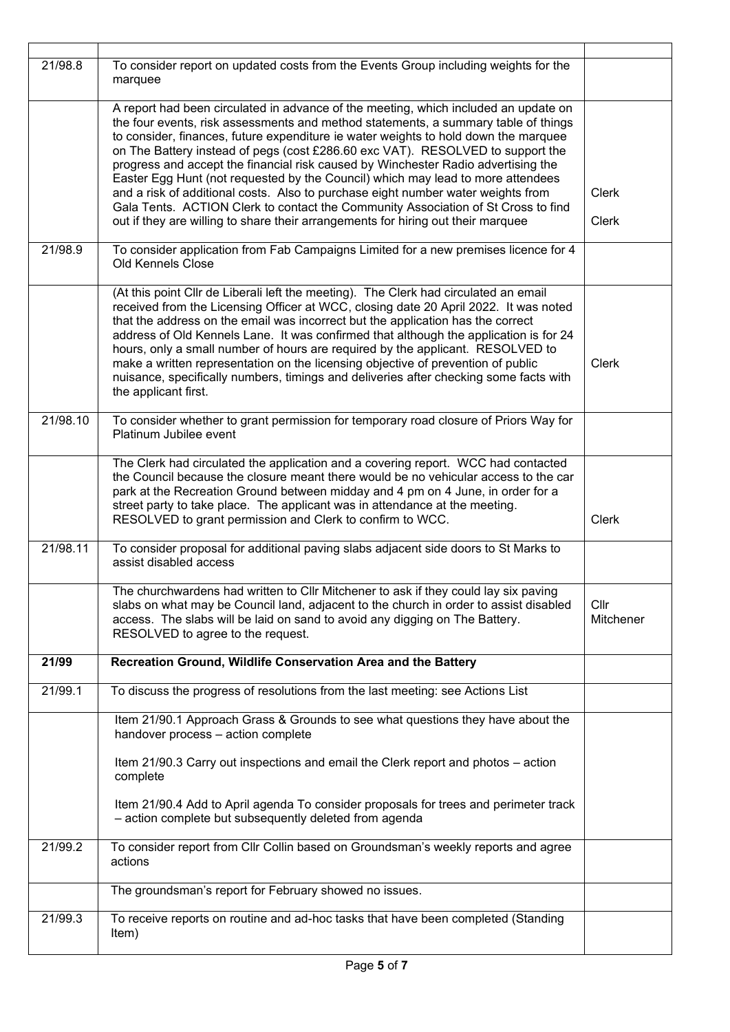| | | |
|---|---|---|
| 21/98.8 | To consider report on updated costs from the Events Group including weights for the marquee | |
| | A report had been circulated in advance of the meeting, which included an update on the four events, risk assessments and method statements, a summary table of things to consider, finances, future expenditure ie water weights to hold down the marquee on The Battery instead of pegs (cost £286.60 exc VAT). RESOLVED to support the progress and accept the financial risk caused by Winchester Radio advertising the Easter Egg Hunt (not requested by the Council) which may lead to more attendees and a risk of additional costs. Also to purchase eight number water weights from Gala Tents. ACTION Clerk to contact the Community Association of St Cross to find out if they are willing to share their arrangements for hiring out their marquee | Clerk<br><br>Clerk |
| 21/98.9 | To consider application from Fab Campaigns Limited for a new premises licence for 4 Old Kennels Close | |
| | (At this point Cllr de Liberali left the meeting). The Clerk had circulated an email received from the Licensing Officer at WCC, closing date 20 April 2022. It was noted that the address on the email was incorrect but the application has the correct address of Old Kennels Lane. It was confirmed that although the application is for 24 hours, only a small number of hours are required by the applicant. RESOLVED to make a written representation on the licensing objective of prevention of public nuisance, specifically numbers, timings and deliveries after checking some facts with the applicant first. | Clerk |
| 21/98.10 | To consider whether to grant permission for temporary road closure of Priors Way for Platinum Jubilee event | |
| | The Clerk had circulated the application and a covering report. WCC had contacted the Council because the closure meant there would be no vehicular access to the car park at the Recreation Ground between midday and 4 pm on 4 June, in order for a street party to take place. The applicant was in attendance at the meeting. RESOLVED to grant permission and Clerk to confirm to WCC. | Clerk |
| 21/98.11 | To consider proposal for additional paving slabs adjacent side doors to St Marks to assist disabled access | |
| | The churchwardens had written to Cllr Mitchener to ask if they could lay six paving slabs on what may be Council land, adjacent to the church in order to assist disabled access. The slabs will be laid on sand to avoid any digging on The Battery. RESOLVED to agree to the request. | Cllr Mitchener |
| **21/99** | **Recreation Ground, Wildlife Conservation Area and the Battery** | |
| 21/99.1 | To discuss the progress of resolutions from the last meeting: see Actions List | |
| | Item 21/90.1 Approach Grass & Grounds to see what questions they have about the handover process – action complete<br><br>Item 21/90.3 Carry out inspections and email the Clerk report and photos – action complete<br><br>Item 21/90.4 Add to April agenda To consider proposals for trees and perimeter track – action complete but subsequently deleted from agenda | |
| 21/99.2 | To consider report from Cllr Collin based on Groundsman's weekly reports and agree actions | |
| | The groundsman's report for February showed no issues. | |
| 21/99.3 | To receive reports on routine and ad-hoc tasks that have been completed (Standing Item) | |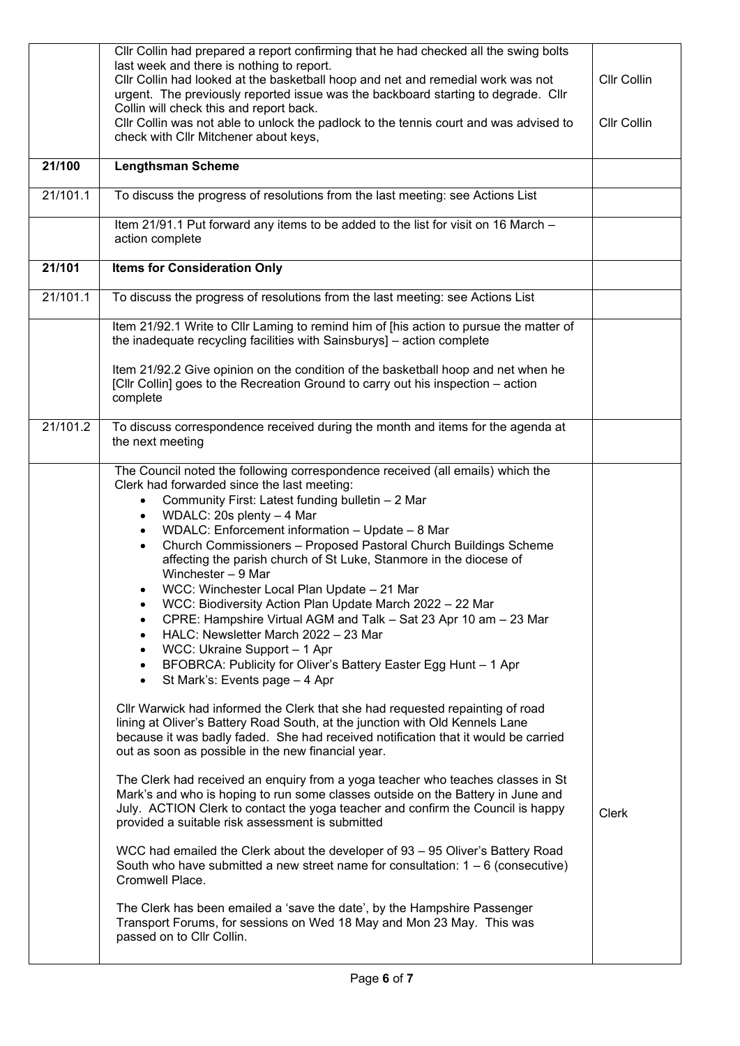| | | |
|---|---|---|
| | Cllr Collin had prepared a report confirming that he had checked all the swing bolts last week and there is nothing to report.<br>Cllr Collin had looked at the basketball hoop and net and remedial work was not urgent. The previously reported issue was the backboard starting to degrade. Cllr Collin will check this and report back.<br>Cllr Collin was not able to unlock the padlock to the tennis court and was advised to check with Cllr Mitchener about keys, | Cllr Collin<br><br>Cllr Collin |
| **21/100** | **Lengthsman Scheme** | |
| 21/101.1 | To discuss the progress of resolutions from the last meeting: see Actions List | |
| | Item 21/91.1 Put forward any items to be added to the list for visit on 16 March – action complete | |
| **21/101** | **Items for Consideration Only** | |
| 21/101.1 | To discuss the progress of resolutions from the last meeting: see Actions List | |
| | Item 21/92.1 Write to Cllr Laming to remind him of [his action to pursue the matter of the inadequate recycling facilities with Sainsburys] – action complete<br><br>Item 21/92.2 Give opinion on the condition of the basketball hoop and net when he [Cllr Collin] goes to the Recreation Ground to carry out his inspection – action complete | |
| 21/101.2 | To discuss correspondence received during the month and items for the agenda at the next meeting | |
| | The Council noted the following correspondence received (all emails) which the Clerk had forwarded since the last meeting:<br>• Community First: Latest funding bulletin – 2 Mar<br>• WDALC: 20s plenty – 4 Mar<br>• WDALC: Enforcement information – Update – 8 Mar<br>• Church Commissioners – Proposed Pastoral Church Buildings Scheme affecting the parish church of St Luke, Stanmore in the diocese of Winchester – 9 Mar<br>• WCC: Winchester Local Plan Update – 21 Mar<br>• WCC: Biodiversity Action Plan Update March 2022 – 22 Mar<br>• CPRE: Hampshire Virtual AGM and Talk – Sat 23 Apr 10 am – 23 Mar<br>• HALC: Newsletter March 2022 – 23 Mar<br>• WCC: Ukraine Support – 1 Apr<br>• BFOBRCA: Publicity for Oliver's Battery Easter Egg Hunt – 1 Apr<br>• St Mark's: Events page – 4 Apr<br><br>Cllr Warwick had informed the Clerk that she had requested repainting of road lining at Oliver's Battery Road South, at the junction with Old Kennels Lane because it was badly faded. She had received notification that it would be carried out as soon as possible in the new financial year.<br><br>The Clerk had received an enquiry from a yoga teacher who teaches classes in St Mark's and who is hoping to run some classes outside on the Battery in June and July. ACTION Clerk to contact the yoga teacher and confirm the Council is happy provided a suitable risk assessment is submitted<br><br>WCC had emailed the Clerk about the developer of 93 – 95 Oliver's Battery Road South who have submitted a new street name for consultation: 1 – 6 (consecutive) Cromwell Place.<br><br>The Clerk has been emailed a 'save the date', by the Hampshire Passenger Transport Forums, for sessions on Wed 18 May and Mon 23 May. This was passed on to Cllr Collin. | Clerk |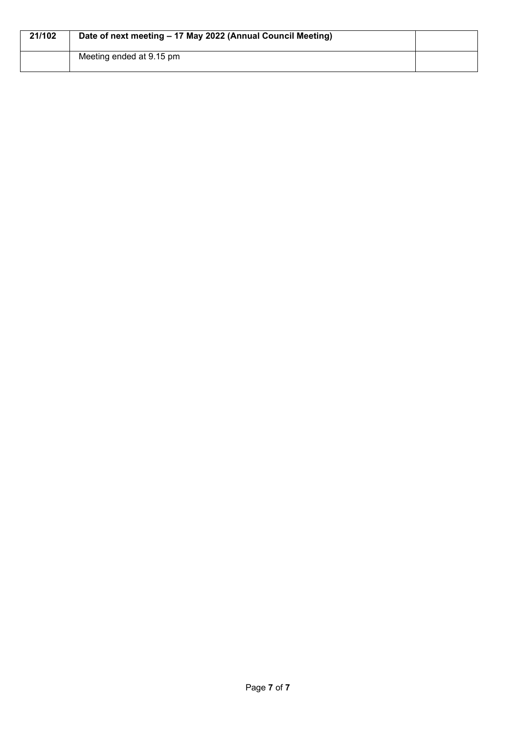| | | |
|---|---|---|
| **21/102** | **Date of next meeting – 17 May 2022 (Annual Council Meeting)** | |
| | Meeting ended at 9.15 pm | |